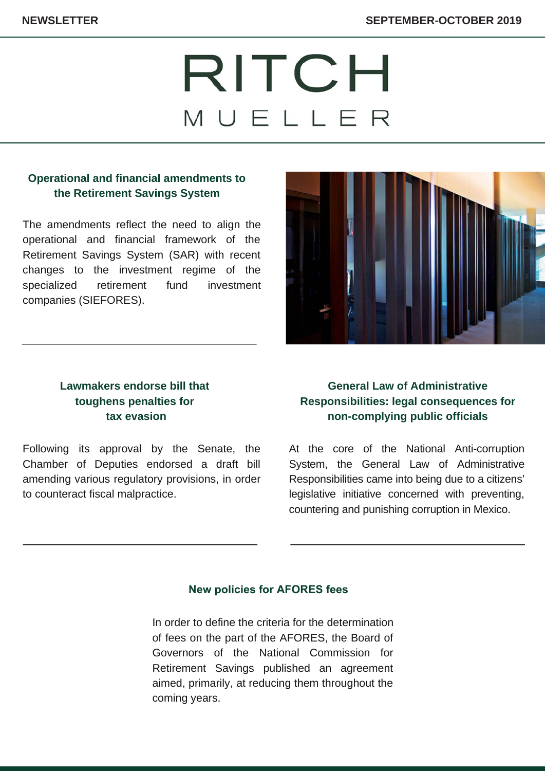# RITCH MUELLER

## Operational and financial amendments to the Retirement Savings System

The amendments reflect the need to align the operational and financial framework of the Retirement Savings System (SAR) with recent changes to the investment regime of the specialized retirement fund investment companies (SIEFORES).

---

## Lawmakers endorse bill that toughens penalties for tax evasion

Following its approval by the Senate, the Chamber of Deputies endorsed a draft bill amending various regulatory provisions, in order to counteract fiscal malpractice.

---

## General Law of Administrative Responsibilities: legal consequences for non-complying public officials

At the core of the National Anti-corruption System, the General Law of Administrative Responsibilities came into being due to a citizens' legislative initiative concerned with preventing, countering and punishing corruption in Mexico.

---

## New policies for AFORES fees

In order to define the criteria for the determination of fees on the part of the AFORES, the Board of Governors of the National Commission for Retirement Savings published an agreement aimed, primarily, at reducing them throughout the coming years.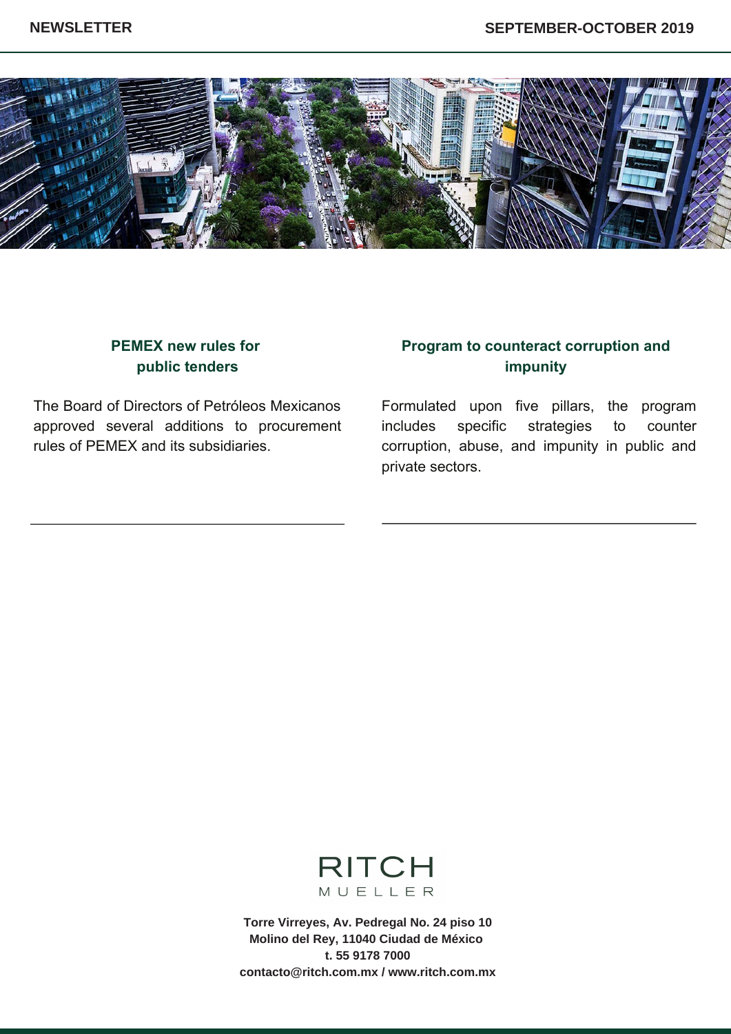### PEMEX new rules for public tenders

The Board of Directors of Petróleos Mexicanos approved several additions to procurement rules of PEMEX and its subsidiaries.

### Program to counteract corruption and impunity

Formulated upon five pillars, the program includes specific strategies to counter corruption, abuse, and impunity in public and private sectors.

RITCH
MUELLER

**Torre Virreyes, Av. Pedregal No. 24 piso 10**
**Molino del Rey, 11040 Ciudad de México**
**t. 55 9178 7000**
**contacto@ritch.com.mx / www.ritch.com.mx**